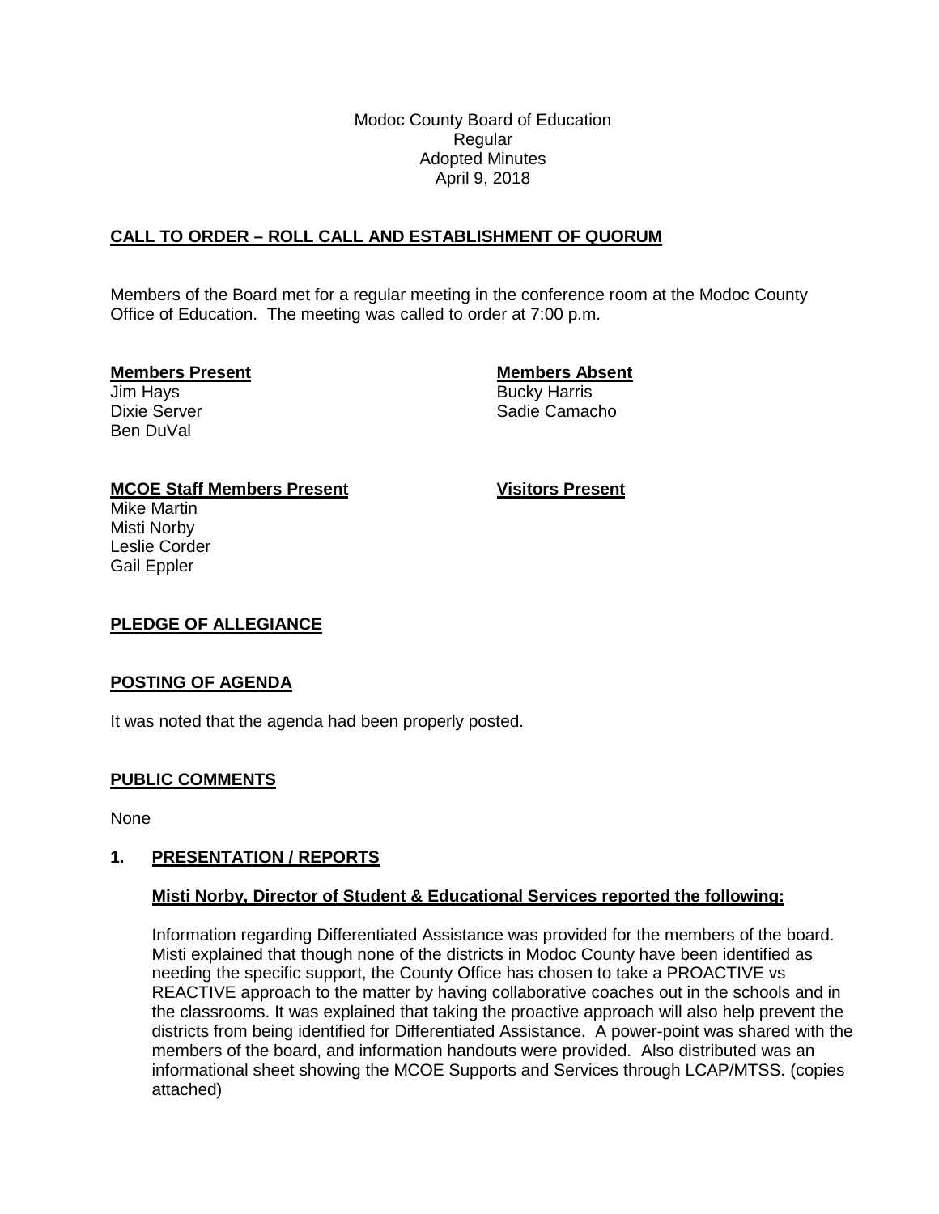Modoc County Board of Education
Regular
Adopted Minutes
April 9, 2018

## CALL TO ORDER – ROLL CALL AND ESTABLISHMENT OF QUORUM

Members of the Board met for a regular meeting in the conference room at the Modoc County Office of Education. The meeting was called to order at 7:00 p.m.

**Members Present**
Jim Hays
Dixie Server
Ben DuVal

**Members Absent**
Bucky Harris
Sadie Camacho

**MCOE Staff Members Present**
Mike Martin
Misti Norby
Leslie Corder
Gail Eppler

**Visitors Present**

## PLEDGE OF ALLEGIANCE

## POSTING OF AGENDA

It was noted that the agenda had been properly posted.

## PUBLIC COMMENTS

None

## 1. PRESENTATION / REPORTS

### Misti Norby, Director of Student & Educational Services reported the following:

Information regarding Differentiated Assistance was provided for the members of the board. Misti explained that though none of the districts in Modoc County have been identified as needing the specific support, the County Office has chosen to take a PROACTIVE vs REACTIVE approach to the matter by having collaborative coaches out in the schools and in the classrooms. It was explained that taking the proactive approach will also help prevent the districts from being identified for Differentiated Assistance. A power-point was shared with the members of the board, and information handouts were provided. Also distributed was an informational sheet showing the MCOE Supports and Services through LCAP/MTSS. (copies attached)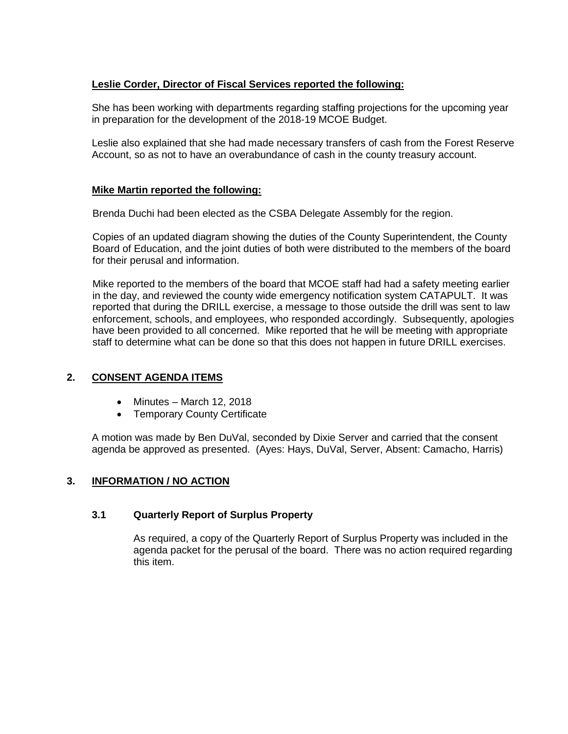**Leslie Corder, Director of Fiscal Services reported the following:**

She has been working with departments regarding staffing projections for the upcoming year in preparation for the development of the 2018-19 MCOE Budget.

Leslie also explained that she had made necessary transfers of cash from the Forest Reserve Account, so as not to have an overabundance of cash in the county treasury account.

**Mike Martin reported the following:**

Brenda Duchi had been elected as the CSBA Delegate Assembly for the region.

Copies of an updated diagram showing the duties of the County Superintendent, the County Board of Education, and the joint duties of both were distributed to the members of the board for their perusal and information.

Mike reported to the members of the board that MCOE staff had had a safety meeting earlier in the day, and reviewed the county wide emergency notification system CATAPULT. It was reported that during the DRILL exercise, a message to those outside the drill was sent to law enforcement, schools, and employees, who responded accordingly. Subsequently, apologies have been provided to all concerned. Mike reported that he will be meeting with appropriate staff to determine what can be done so that this does not happen in future DRILL exercises.

## 2. CONSENT AGENDA ITEMS

- Minutes – March 12, 2018
- Temporary County Certificate

A motion was made by Ben DuVal, seconded by Dixie Server and carried that the consent agenda be approved as presented. (Ayes: Hays, DuVal, Server, Absent: Camacho, Harris)

## 3. INFORMATION / NO ACTION

### 3.1 Quarterly Report of Surplus Property

As required, a copy of the Quarterly Report of Surplus Property was included in the agenda packet for the perusal of the board. There was no action required regarding this item.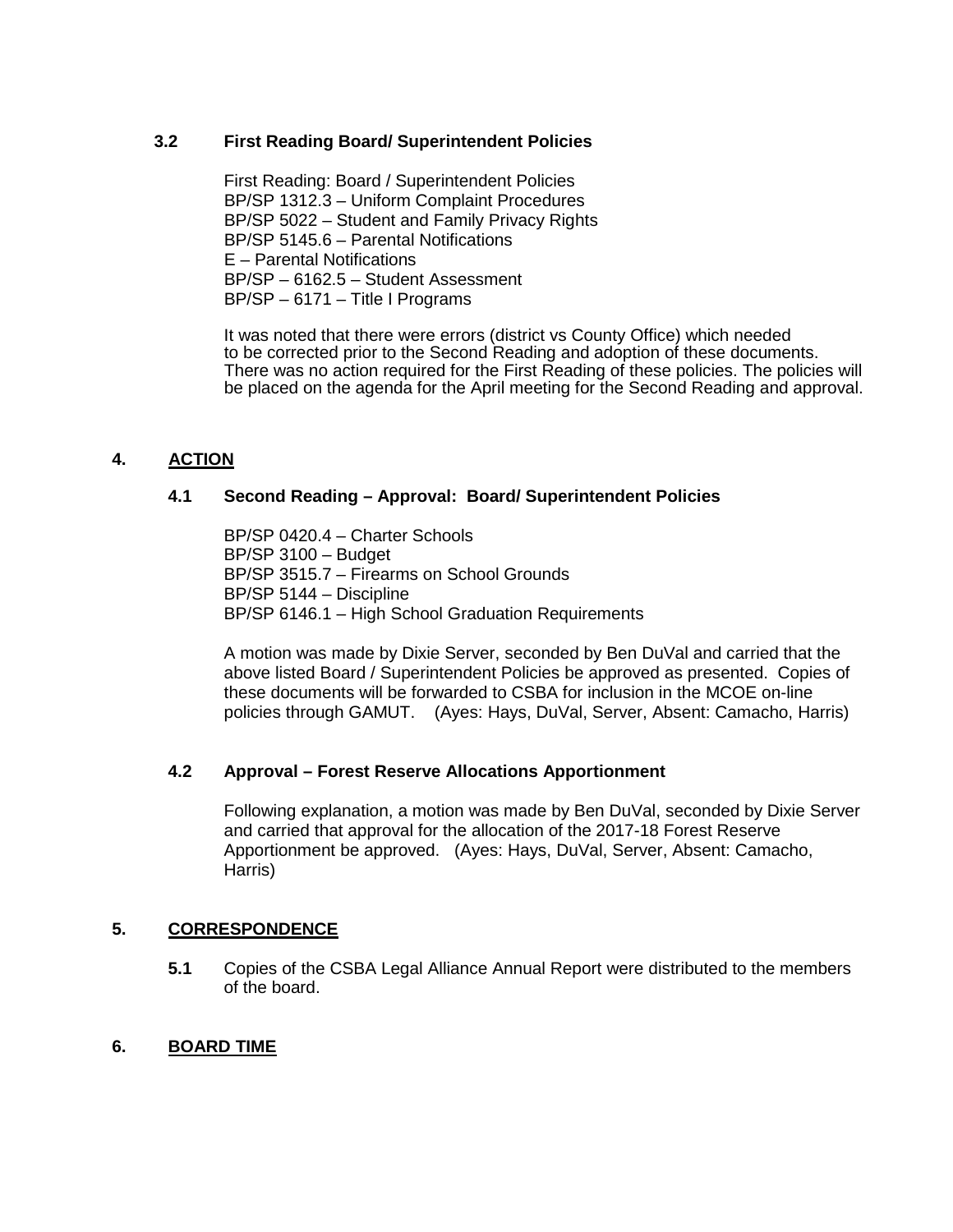### 3.2 First Reading Board/ Superintendent Policies

First Reading: Board / Superintendent Policies
BP/SP 1312.3 – Uniform Complaint Procedures
BP/SP 5022 – Student and Family Privacy Rights
BP/SP 5145.6 – Parental Notifications
E – Parental Notifications
BP/SP – 6162.5 – Student Assessment
BP/SP – 6171 – Title I Programs

It was noted that there were errors (district vs County Office) which needed to be corrected prior to the Second Reading and adoption of these documents. There was no action required for the First Reading of these policies. The policies will be placed on the agenda for the April meeting for the Second Reading and approval.

## 4. ACTION

### 4.1 Second Reading – Approval: Board/ Superintendent Policies

BP/SP 0420.4 – Charter Schools
BP/SP 3100 – Budget
BP/SP 3515.7 – Firearms on School Grounds
BP/SP 5144 – Discipline
BP/SP 6146.1 – High School Graduation Requirements

A motion was made by Dixie Server, seconded by Ben DuVal and carried that the above listed Board / Superintendent Policies be approved as presented. Copies of these documents will be forwarded to CSBA for inclusion in the MCOE on-line policies through GAMUT. (Ayes: Hays, DuVal, Server, Absent: Camacho, Harris)

### 4.2 Approval – Forest Reserve Allocations Apportionment

Following explanation, a motion was made by Ben DuVal, seconded by Dixie Server and carried that approval for the allocation of the 2017-18 Forest Reserve Apportionment be approved. (Ayes: Hays, DuVal, Server, Absent: Camacho, Harris)

## 5. CORRESPONDENCE

**5.1** Copies of the CSBA Legal Alliance Annual Report were distributed to the members of the board.

## 6. BOARD TIME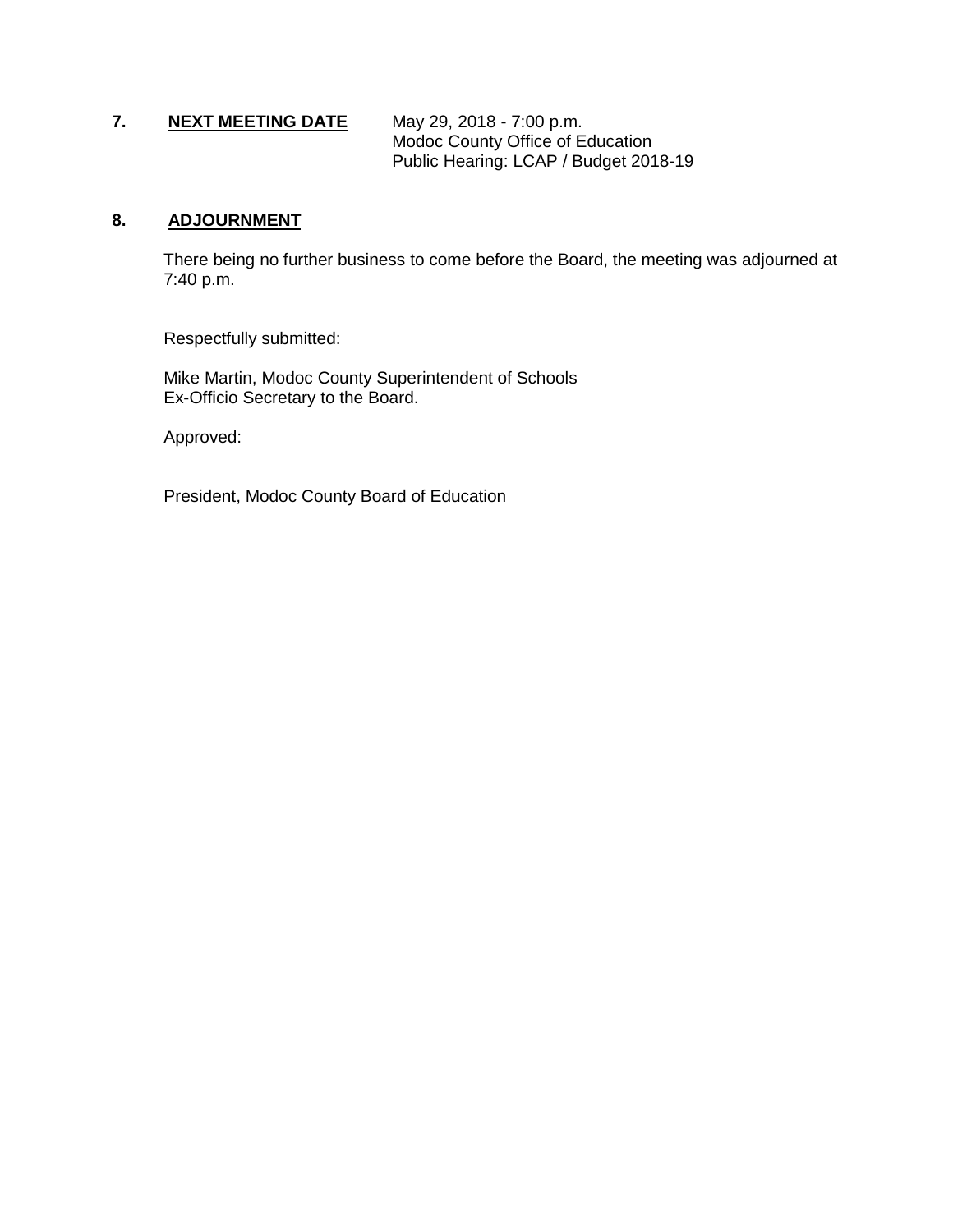**7. <u>NEXT MEETING DATE</u>** May 29, 2018 - 7:00 p.m.
Modoc County Office of Education
Public Hearing: LCAP / Budget 2018-19

**8. <u>ADJOURNMENT</u>**

There being no further business to come before the Board, the meeting was adjourned at 7:40 p.m.

Respectfully submitted:

Mike Martin, Modoc County Superintendent of Schools
Ex-Officio Secretary to the Board.

Approved:

President, Modoc County Board of Education